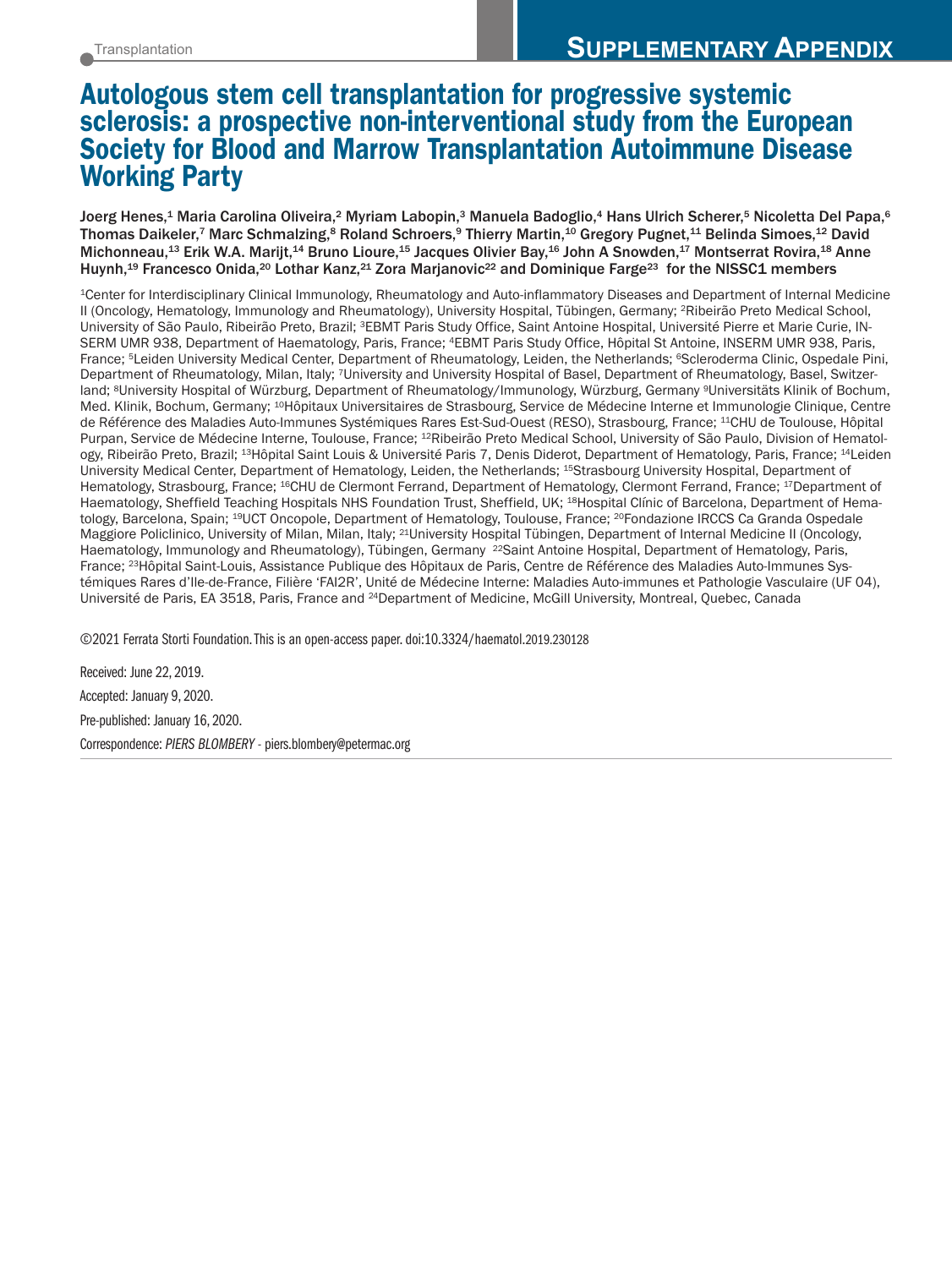# Autologous stem cell transplantation for progressive systemic sclerosis: a prospective non-interventional study from the European Society for Blood and Marrow Transplantation Autoimmune Disease Working Party

**Joerg Henes,[1] Maria Carolina Oliveira,[2] Myriam Labopin,[3] Manuela Badoglio,[4] Hans Ulrich Scherer,[5] Nicoletta Del Papa,[6] Thomas Daikeler,[7] Marc Schmalzing,[8] Roland Schroers,[9] Thierry Martin,[10] Gregory Pugnet,[11] Belinda Simoes,[12] David Michonneau,[13] Erik W.A. Marijt,[14] Bruno Lioure,[15] Jacques Olivier Bay,[16] John A Snowden,[17] Montserrat Rovira,[18] Anne Huynh,[19] Francesco Onida,[20] Lothar Kanz,[21] Zora Marjanovic[22] and Dominique Farge[23] for the NISSC1 members**

[1]Center for Interdisciplinary Clinical Immunology, Rheumatology and Auto-inflammatory Diseases and Department of Internal Medicine II (Oncology, Hematology, Immunology and Rheumatology), University Hospital, Tübingen, Germany; [2]Ribeirão Preto Medical School, University of São Paulo, Ribeirão Preto, Brazil; [3]EBMT Paris Study Office, Saint Antoine Hospital, Université Pierre et Marie Curie, INSERM UMR 938, Department of Haematology, Paris, France; [4]EBMT Paris Study Office, Hôpital St Antoine, INSERM UMR 938, Paris, France; [5]Leiden University Medical Center, Department of Rheumatology, Leiden, the Netherlands; [6]Scleroderma Clinic, Ospedale Pini, Department of Rheumatology, Milan, Italy; [7]University and University Hospital of Basel, Department of Rheumatology, Basel, Switzerland; [8]University Hospital of Würzburg, Department of Rheumatology/Immunology, Würzburg, Germany [9]Universitäts Klinik of Bochum, Med. Klinik, Bochum, Germany; [10]Hôpitaux Universitaires de Strasbourg, Service de Médecine Interne et Immunologie Clinique, Centre de Référence des Maladies Auto-Immunes Systémiques Rares Est-Sud-Ouest (RESO), Strasbourg, France; [11]CHU de Toulouse, Hôpital Purpan, Service de Médecine Interne, Toulouse, France; [12]Ribeirão Preto Medical School, University of São Paulo, Division of Hematology, Ribeirão Preto, Brazil; [13]Hôpital Saint Louis & Université Paris 7, Denis Diderot, Department of Hematology, Paris, France; [14]Leiden University Medical Center, Department of Hematology, Leiden, the Netherlands; [15]Strasbourg University Hospital, Department of Hematology, Strasbourg, France; [16]CHU de Clermont Ferrand, Department of Hematology, Clermont Ferrand, France; [17]Department of Haematology, Sheffield Teaching Hospitals NHS Foundation Trust, Sheffield, UK; [18]Hospital Clínic of Barcelona, Department of Hematology, Barcelona, Spain; [19]UCT Oncopole, Department of Hematology, Toulouse, France; [20]Fondazione IRCCS Ca Granda Ospedale Maggiore Policlinico, University of Milan, Milan, Italy; [21]University Hospital Tübingen, Department of Internal Medicine II (Oncology, Haematology, Immunology and Rheumatology), Tübingen, Germany [22]Saint Antoine Hospital, Department of Hematology, Paris, France; [23]Hôpital Saint-Louis, Assistance Publique des Hôpitaux de Paris, Centre de Référence des Maladies Auto-Immunes Systémiques Rares d'Ile-de-France, Filière 'FAI2R', Unité de Médecine Interne: Maladies Auto-immunes et Pathologie Vasculaire (UF 04), Université de Paris, EA 3518, Paris, France and [24]Department of Medicine, McGill University, Montreal, Quebec, Canada

©2021 Ferrata Storti Foundation. This is an open-access paper. doi:10.3324/haematol.2019.230128

Received: June 22, 2019.

Accepted: January 9, 2020.

Pre-published: January 16, 2020.

Correspondence: *PIERS BLOMBERY* - piers.blombery@petermac.org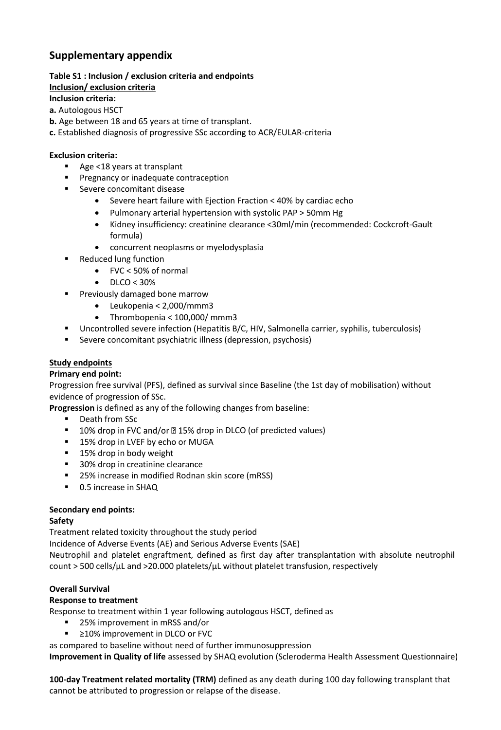# Supplementary appendix

**Table S1 : Inclusion / exclusion criteria and endpoints**

**Inclusion/ exclusion criteria**

**Inclusion criteria:**

**a.** Autologous HSCT

**b.** Age between 18 and 65 years at time of transplant.

**c.** Established diagnosis of progressive SSc according to ACR/EULAR-criteria

**Exclusion criteria:**

- Age <18 years at transplant
- Pregnancy or inadequate contraception
- Severe concomitant disease
  - Severe heart failure with Ejection Fraction < 40% by cardiac echo
  - Pulmonary arterial hypertension with systolic PAP > 50mm Hg
  - Kidney insufficiency: creatinine clearance <30ml/min (recommended: Cockcroft-Gault formula)
  - concurrent neoplasms or myelodysplasia
- Reduced lung function
  - FVC < 50% of normal
  - DLCO < 30%
- Previously damaged bone marrow
  - Leukopenia < 2,000/mmm3
  - Thrombopenia < 100,000/ mmm3
- Uncontrolled severe infection (Hepatitis B/C, HIV, Salmonella carrier, syphilis, tuberculosis)
- Severe concomitant psychiatric illness (depression, psychosis)

**Study endpoints**

**Primary end point:**

Progression free survival (PFS), defined as survival since Baseline (the 1st day of mobilisation) without evidence of progression of SSc.

**Progression** is defined as any of the following changes from baseline:

- Death from SSc
- 10% drop in FVC and/or ≥ 15% drop in DLCO (of predicted values)
- 15% drop in LVEF by echo or MUGA
- 15% drop in body weight
- 30% drop in creatinine clearance
- 25% increase in modified Rodnan skin score (mRSS)
- 0.5 increase in SHAQ

**Secondary end points:**

**Safety**

Treatment related toxicity throughout the study period

Incidence of Adverse Events (AE) and Serious Adverse Events (SAE)

Neutrophil and platelet engraftment, defined as first day after transplantation with absolute neutrophil count > 500 cells/µL and >20.000 platelets/µL without platelet transfusion, respectively

**Overall Survival**

**Response to treatment**

Response to treatment within 1 year following autologous HSCT, defined as

- 25% improvement in mRSS and/or
- ≥10% improvement in DLCO or FVC

as compared to baseline without need of further immunosuppression

**Improvement in Quality of life** assessed by SHAQ evolution (Scleroderma Health Assessment Questionnaire)

**100-day Treatment related mortality (TRM)** defined as any death during 100 day following transplant that cannot be attributed to progression or relapse of the disease.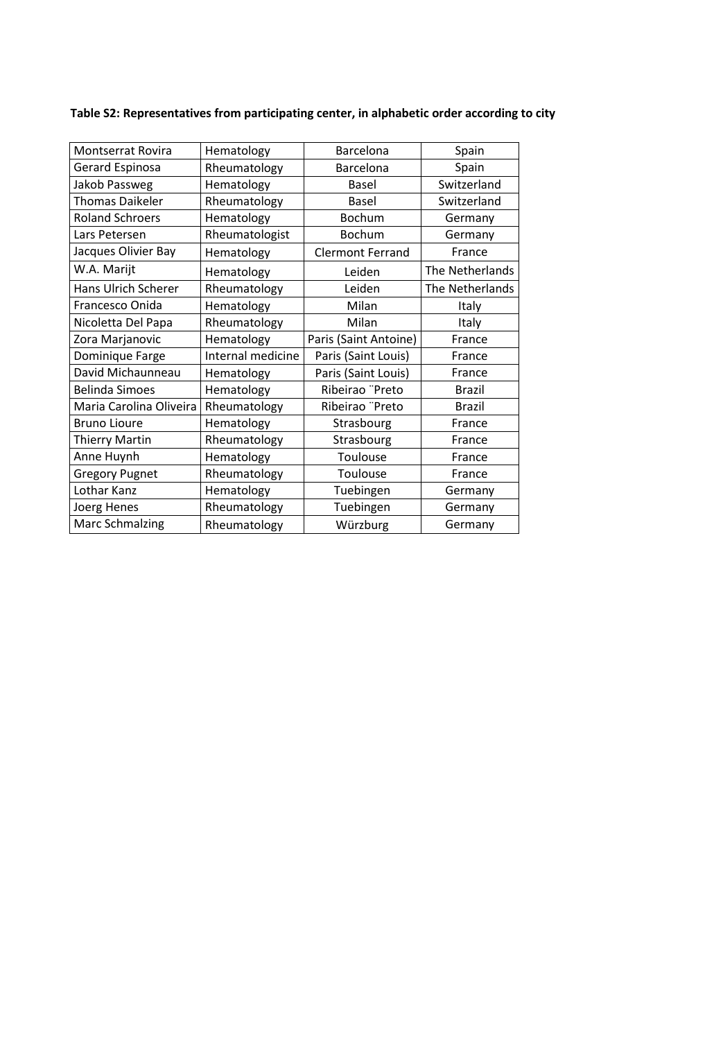**Table S2: Representatives from participating center, in alphabetic order according to city**

| | | | |
|---|---|---|---|
| Montserrat Rovira | Hematology | Barcelona | Spain |
| Gerard Espinosa | Rheumatology | Barcelona | Spain |
| Jakob Passweg | Hematology | Basel | Switzerland |
| Thomas Daikeler | Rheumatology | Basel | Switzerland |
| Roland Schroers | Hematology | Bochum | Germany |
| Lars Petersen | Rheumatologist | Bochum | Germany |
| Jacques Olivier Bay | Hematology | Clermont Ferrand | France |
| W.A. Marijt | Hematology | Leiden | The Netherlands |
| Hans Ulrich Scherer | Rheumatology | Leiden | The Netherlands |
| Francesco Onida | Hematology | Milan | Italy |
| Nicoletta Del Papa | Rheumatology | Milan | Italy |
| Zora Marjanovic | Hematology | Paris (Saint Antoine) | France |
| Dominique Farge | Internal medicine | Paris (Saint Louis) | France |
| David Michaunneau | Hematology | Paris (Saint Louis) | France |
| Belinda Simoes | Hematology | Ribeirao ¨Preto | Brazil |
| Maria Carolina Oliveira | Rheumatology | Ribeirao ¨Preto | Brazil |
| Bruno Lioure | Hematology | Strasbourg | France |
| Thierry Martin | Rheumatology | Strasbourg | France |
| Anne Huynh | Hematology | Toulouse | France |
| Gregory Pugnet | Rheumatology | Toulouse | France |
| Lothar Kanz | Hematology | Tuebingen | Germany |
| Joerg Henes | Rheumatology | Tuebingen | Germany |
| Marc Schmalzing | Rheumatology | Würzburg | Germany |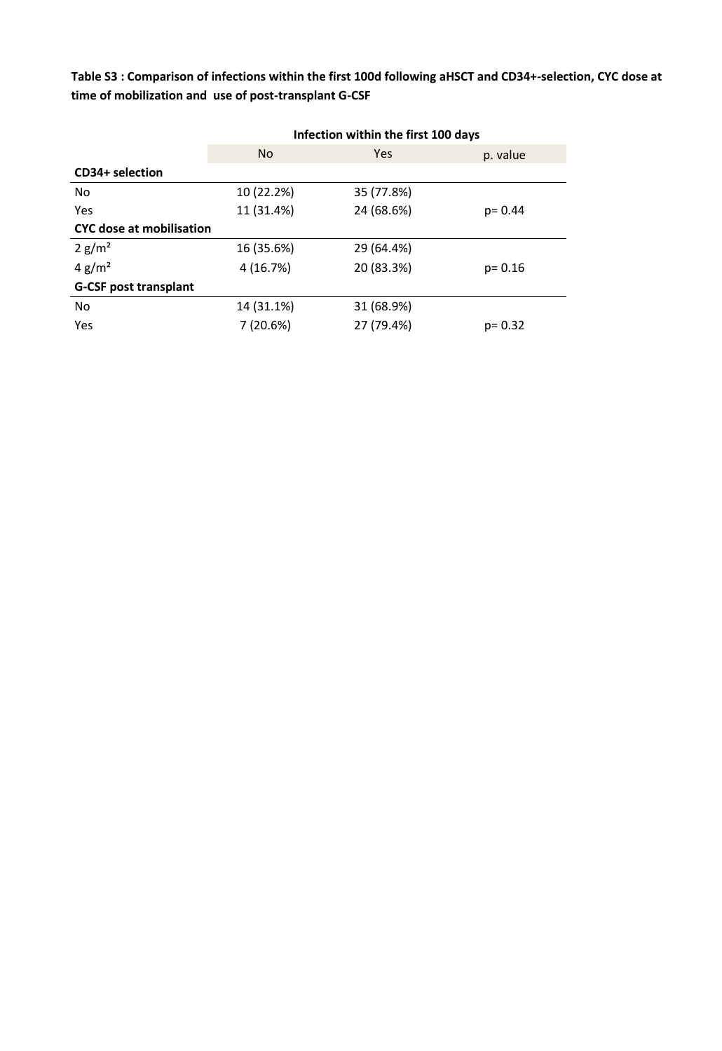**Table S3 : Comparison of infections within the first 100d following aHSCT and CD34+-selection, CYC dose at time of mobilization and use of post-transplant G-CSF**

| | Infection within the first 100 days | | |
|---|---|---|---|
| | No | Yes | p. value |
| **CD34+ selection** | | | |
| No | 10 (22.2%) | 35 (77.8%) | |
| Yes | 11 (31.4%) | 24 (68.6%) | p= 0.44 |
| **CYC dose at mobilisation** | | | |
| 2 g/m² | 16 (35.6%) | 29 (64.4%) | |
| 4 g/m² | 4 (16.7%) | 20 (83.3%) | p= 0.16 |
| **G-CSF post transplant** | | | |
| No | 14 (31.1%) | 31 (68.9%) | |
| Yes | 7 (20.6%) | 27 (79.4%) | p= 0.32 |